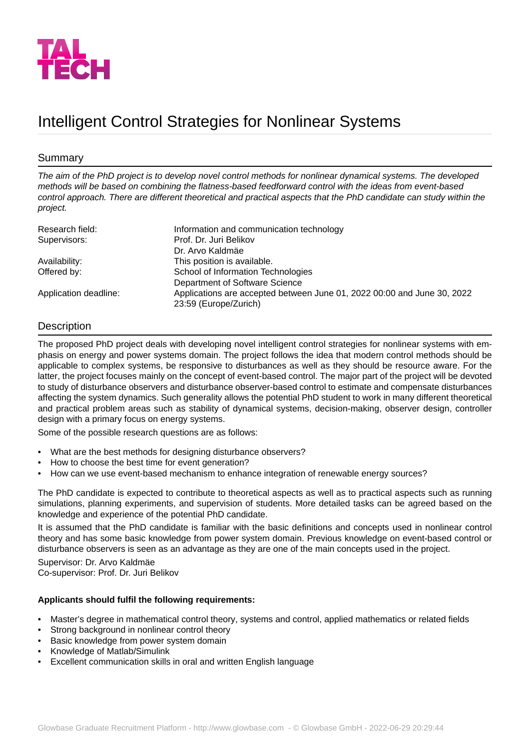# Intelligent Control Strategies for Nonlinear Systems

## Summary

*The aim of the PhD project is to develop novel control methods for nonlinear dynamical systems. The developed methods will be based on combining the flatness-based feedforward control with the ideas from event-based control approach. There are different theoretical and practical aspects that the PhD candidate can study within the project.*

| | |
|---|---|
| Research field: | Information and communication technology |
| Supervisors: | Prof. Dr. Juri Belikov<br>Dr. Arvo Kaldmäe |
| Availability: | This position is available. |
| Offered by: | School of Information Technologies<br>Department of Software Science |
| Application deadline: | Applications are accepted between June 01, 2022 00:00 and June 30, 2022 23:59 (Europe/Zurich) |

## Description

The proposed PhD project deals with developing novel intelligent control strategies for nonlinear systems with emphasis on energy and power systems domain. The project follows the idea that modern control methods should be applicable to complex systems, be responsive to disturbances as well as they should be resource aware. For the latter, the project focuses mainly on the concept of event-based control. The major part of the project will be devoted to study of disturbance observers and disturbance observer-based control to estimate and compensate disturbances affecting the system dynamics. Such generality allows the potential PhD student to work in many different theoretical and practical problem areas such as stability of dynamical systems, decision-making, observer design, controller design with a primary focus on energy systems.

Some of the possible research questions are as follows:

- What are the best methods for designing disturbance observers?
- How to choose the best time for event generation?
- How can we use event-based mechanism to enhance integration of renewable energy sources?

The PhD candidate is expected to contribute to theoretical aspects as well as to practical aspects such as running simulations, planning experiments, and supervision of students. More detailed tasks can be agreed based on the knowledge and experience of the potential PhD candidate.

It is assumed that the PhD candidate is familiar with the basic definitions and concepts used in nonlinear control theory and has some basic knowledge from power system domain. Previous knowledge on event-based control or disturbance observers is seen as an advantage as they are one of the main concepts used in the project.

Supervisor: Dr. Arvo Kaldmäe
Co-supervisor: Prof. Dr. Juri Belikov

**Applicants should fulfil the following requirements:**

- Master's degree in mathematical control theory, systems and control, applied mathematics or related fields
- Strong background in nonlinear control theory
- Basic knowledge from power system domain
- Knowledge of Matlab/Simulink
- Excellent communication skills in oral and written English language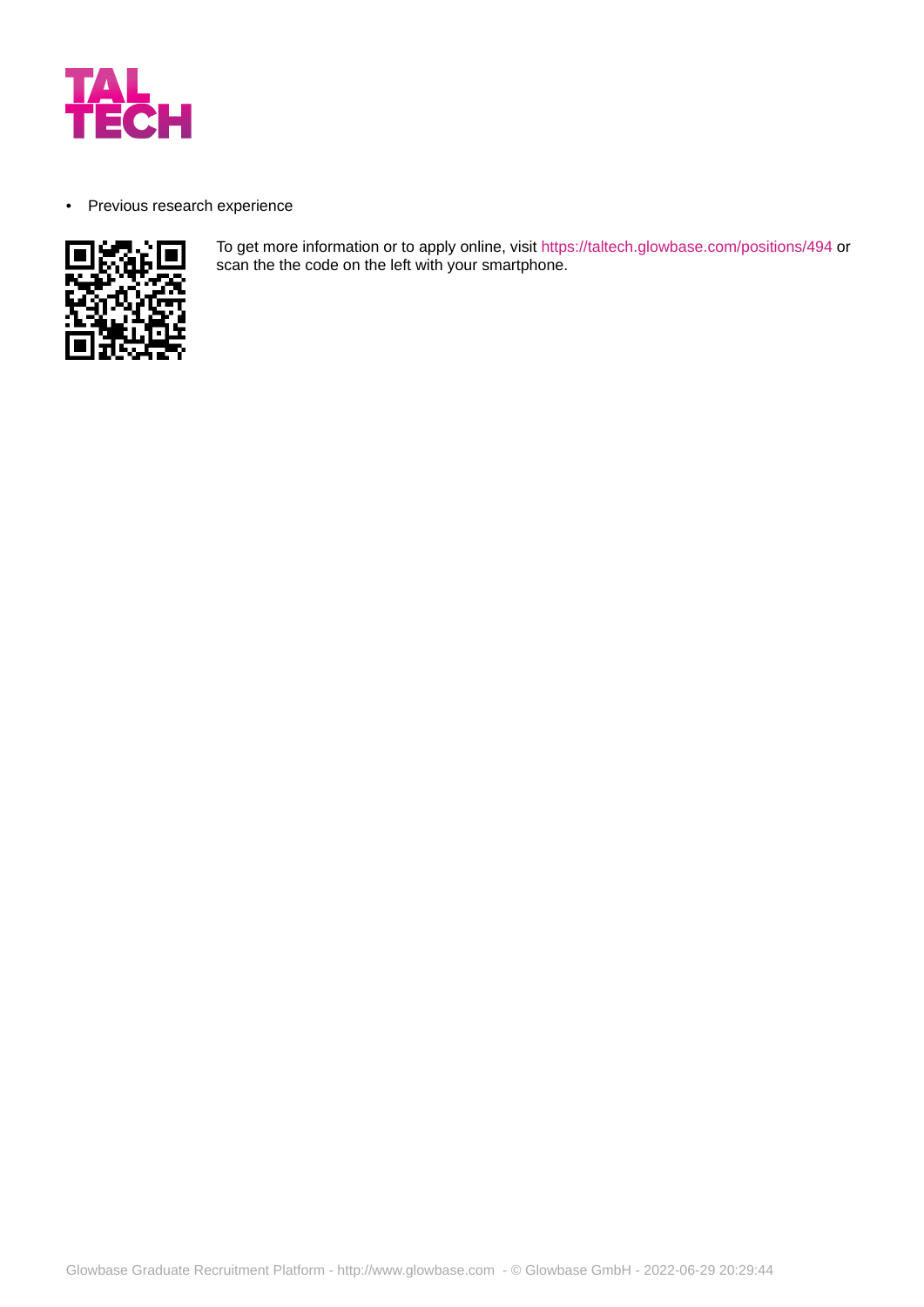- Previous research experience

To get more information or to apply online, visit https://taltech.glowbase.com/positions/494 or scan the the code on the left with your smartphone.